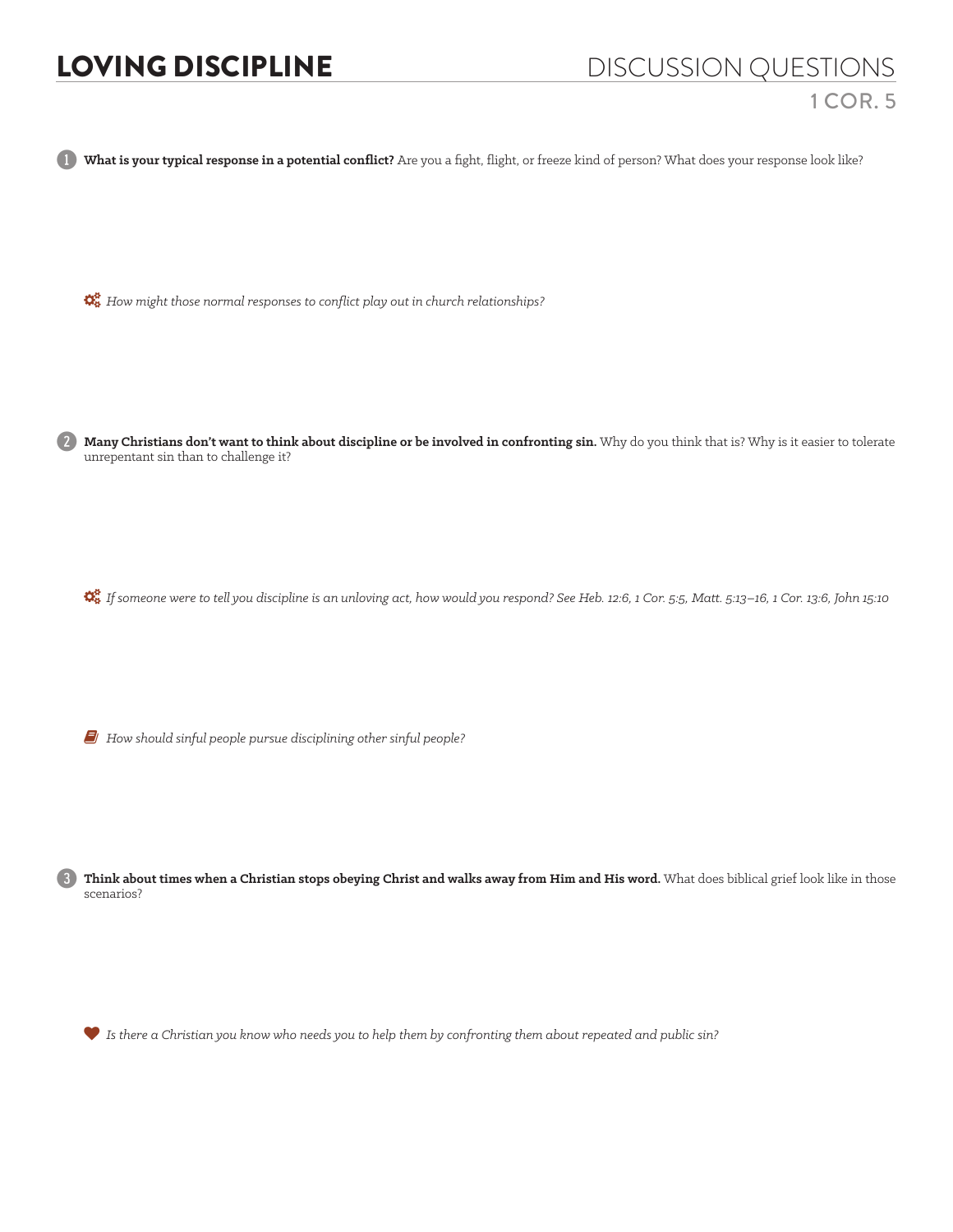# LOVING DISCIPLINE

## DISCUSSION QUESTIONS

### 1 COR. 5

1. **What is your typical response in a potential conflict?** Are you a fight, flight, or freeze kind of person? What does your response look like?

   *How might those normal responses to conflict play out in church relationships?*

2. **Many Christians don't want to think about discipline or be involved in confronting sin.** Why do you think that is? Why is it easier to tolerate unrepentant sin than to challenge it?

   *If someone were to tell you discipline is an unloving act, how would you respond? See Heb. 12:6, 1 Cor. 5:5, Matt. 5:13–16, 1 Cor. 13:6, John 15:10*

   *How should sinful people pursue disciplining other sinful people?*

3. **Think about times when a Christian stops obeying Christ and walks away from Him and His word.** What does biblical grief look like in those scenarios?

   *Is there a Christian you know who needs you to help them by confronting them about repeated and public sin?*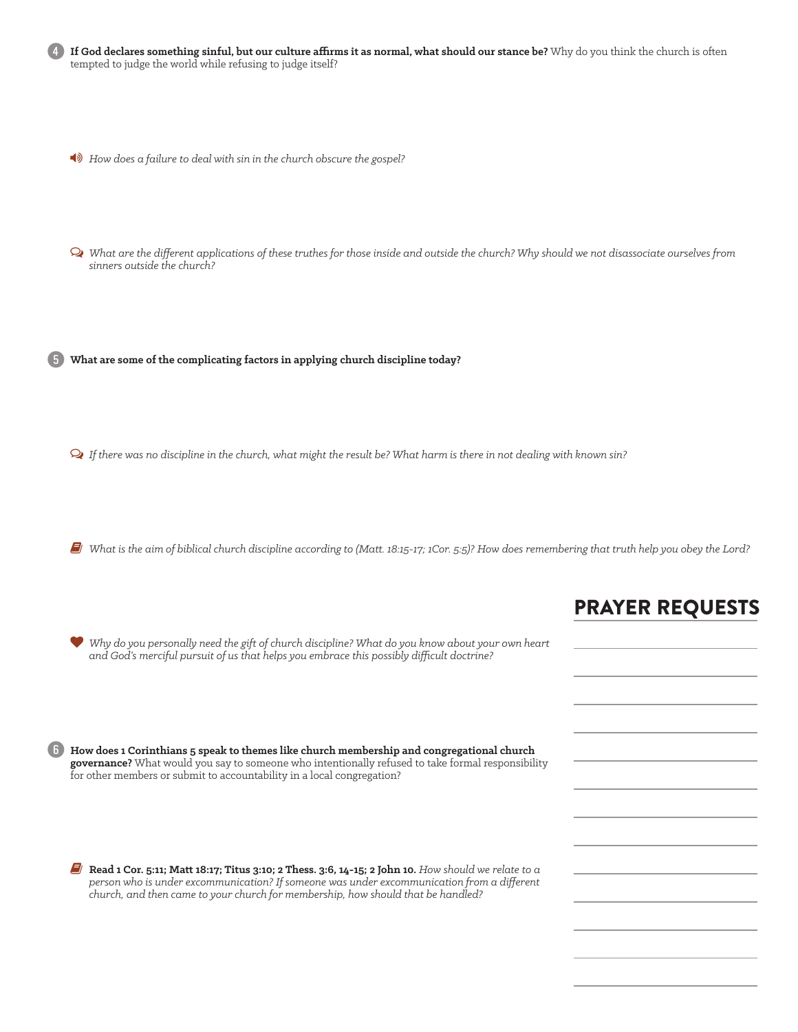4. **If God declares something sinful, but our culture affirms it as normal, what should our stance be?** Why do you think the church is often tempted to judge the world while refusing to judge itself?

*How does a failure to deal with sin in the church obscure the gospel?*

*What are the different applications of these truthes for those inside and outside the church? Why should we not disassociate ourselves from sinners outside the church?*

5. **What are some of the complicating factors in applying church discipline today?**

*If there was no discipline in the church, what might the result be? What harm is there in not dealing with known sin?*

*What is the aim of biblical church discipline according to (Matt. 18:15-17; 1Cor. 5:5)? How does remembering that truth help you obey the Lord?*

*Why do you personally need the gift of church discipline? What do you know about your own heart and God's merciful pursuit of us that helps you embrace this possibly difficult doctrine?*

6. **How does 1 Corinthians 5 speak to themes like church membership and congregational church governance?** What would you say to someone who intentionally refused to take formal responsibility for other members or submit to accountability in a local congregation?

**Read 1 Cor. 5:11; Matt 18:17; Titus 3:10; 2 Thess. 3:6, 14-15; 2 John 10.** *How should we relate to a person who is under excommunication? If someone was under excommunication from a different church, and then came to your church for membership, how should that be handled?*

## PRAYER REQUESTS